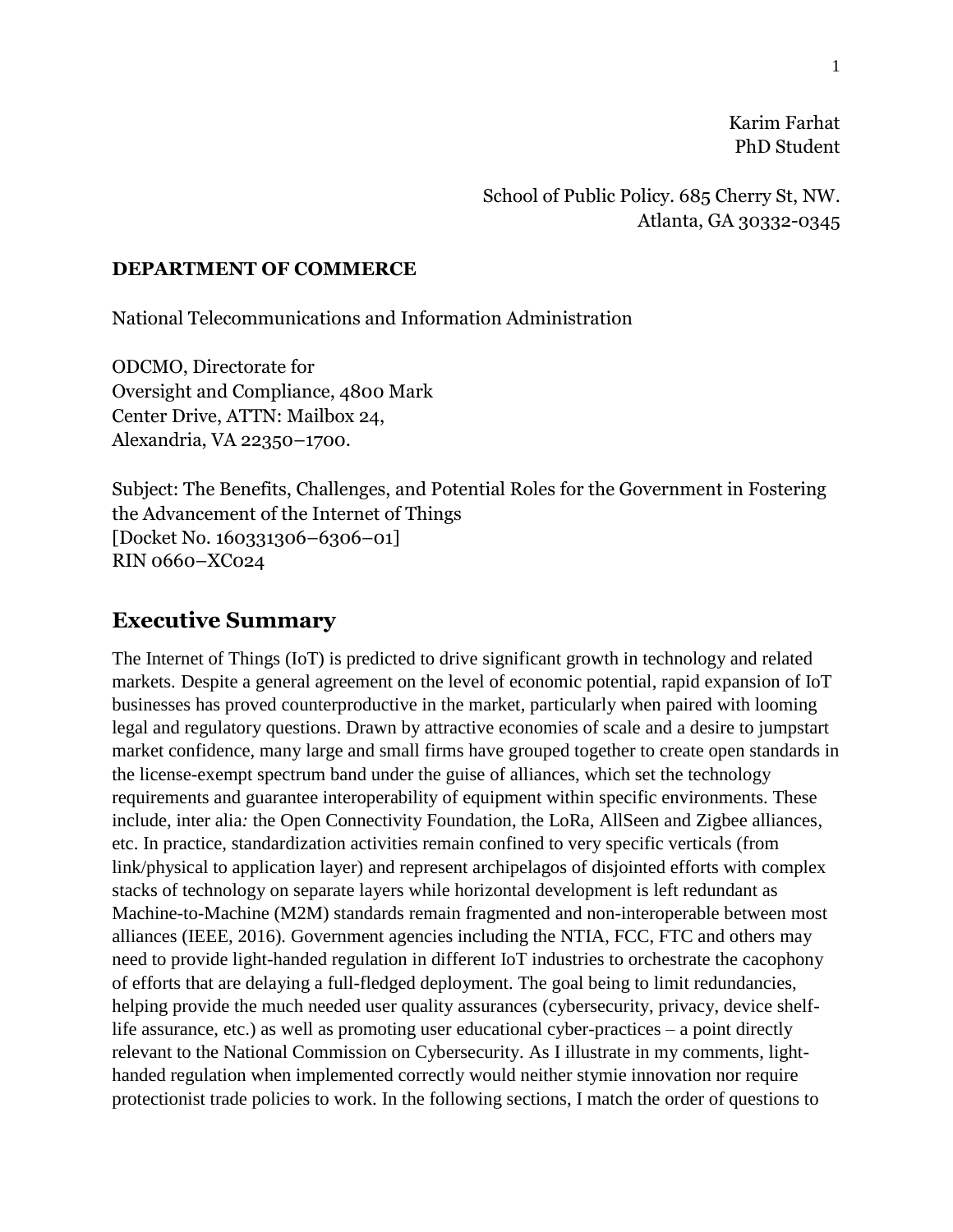Karim Farhat
PhD Student

School of Public Policy. 685 Cherry St, NW.
Atlanta, GA 30332-0345

**DEPARTMENT OF COMMERCE**

National Telecommunications and Information Administration

ODCMO, Directorate for
Oversight and Compliance, 4800 Mark
Center Drive, ATTN: Mailbox 24,
Alexandria, VA 22350–1700.

Subject: The Benefits, Challenges, and Potential Roles for the Government in Fostering the Advancement of the Internet of Things
[Docket No. 160331306–6306–01]
RIN 0660–XC024

## Executive Summary

The Internet of Things (IoT) is predicted to drive significant growth in technology and related markets. Despite a general agreement on the level of economic potential, rapid expansion of IoT businesses has proved counterproductive in the market, particularly when paired with looming legal and regulatory questions. Drawn by attractive economies of scale and a desire to jumpstart market confidence, many large and small firms have grouped together to create open standards in the license-exempt spectrum band under the guise of alliances, which set the technology requirements and guarantee interoperability of equipment within specific environments. These include, inter alia*:* the Open Connectivity Foundation, the LoRa, AllSeen and Zigbee alliances, etc. In practice, standardization activities remain confined to very specific verticals (from link/physical to application layer) and represent archipelagos of disjointed efforts with complex stacks of technology on separate layers while horizontal development is left redundant as Machine-to-Machine (M2M) standards remain fragmented and non-interoperable between most alliances (IEEE, 2016). Government agencies including the NTIA, FCC, FTC and others may need to provide light-handed regulation in different IoT industries to orchestrate the cacophony of efforts that are delaying a full-fledged deployment. The goal being to limit redundancies, helping provide the much needed user quality assurances (cybersecurity, privacy, device shelf-life assurance, etc.) as well as promoting user educational cyber-practices – a point directly relevant to the National Commission on Cybersecurity. As I illustrate in my comments, light-handed regulation when implemented correctly would neither stymie innovation nor require protectionist trade policies to work. In the following sections, I match the order of questions to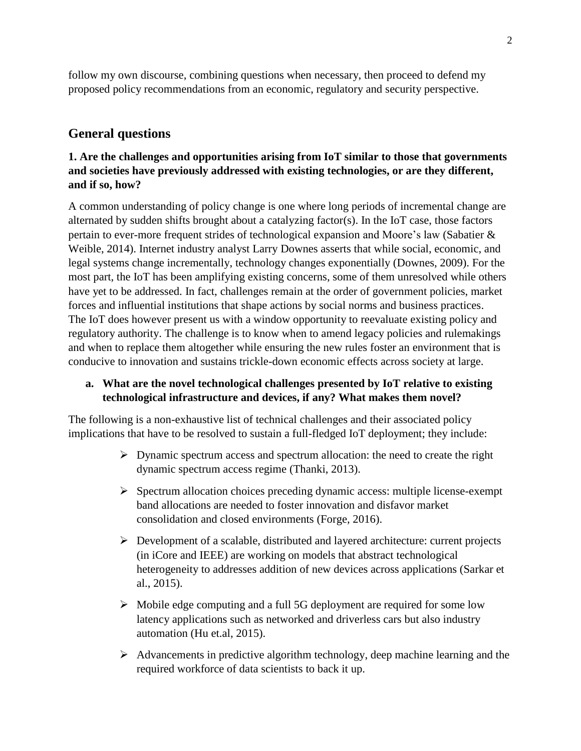follow my own discourse, combining questions when necessary, then proceed to defend my proposed policy recommendations from an economic, regulatory and security perspective.

## General questions

### 1. Are the challenges and opportunities arising from IoT similar to those that governments and societies have previously addressed with existing technologies, or are they different, and if so, how?

A common understanding of policy change is one where long periods of incremental change are alternated by sudden shifts brought about a catalyzing factor(s). In the IoT case, those factors pertain to ever-more frequent strides of technological expansion and Moore's law (Sabatier & Weible, 2014). Internet industry analyst Larry Downes asserts that while social, economic, and legal systems change incrementally, technology changes exponentially (Downes, 2009). For the most part, the IoT has been amplifying existing concerns, some of them unresolved while others have yet to be addressed. In fact, challenges remain at the order of government policies, market forces and influential institutions that shape actions by social norms and business practices. The IoT does however present us with a window opportunity to reevaluate existing policy and regulatory authority. The challenge is to know when to amend legacy policies and rulemakings and when to replace them altogether while ensuring the new rules foster an environment that is conducive to innovation and sustains trickle-down economic effects across society at large.

#### a. What are the novel technological challenges presented by IoT relative to existing technological infrastructure and devices, if any? What makes them novel?

The following is a non-exhaustive list of technical challenges and their associated policy implications that have to be resolved to sustain a full-fledged IoT deployment; they include:

- Dynamic spectrum access and spectrum allocation: the need to create the right dynamic spectrum access regime (Thanki, 2013).
- Spectrum allocation choices preceding dynamic access: multiple license-exempt band allocations are needed to foster innovation and disfavor market consolidation and closed environments (Forge, 2016).
- Development of a scalable, distributed and layered architecture: current projects (in iCore and IEEE) are working on models that abstract technological heterogeneity to addresses addition of new devices across applications (Sarkar et al., 2015).
- Mobile edge computing and a full 5G deployment are required for some low latency applications such as networked and driverless cars but also industry automation (Hu et.al, 2015).
- Advancements in predictive algorithm technology, deep machine learning and the required workforce of data scientists to back it up.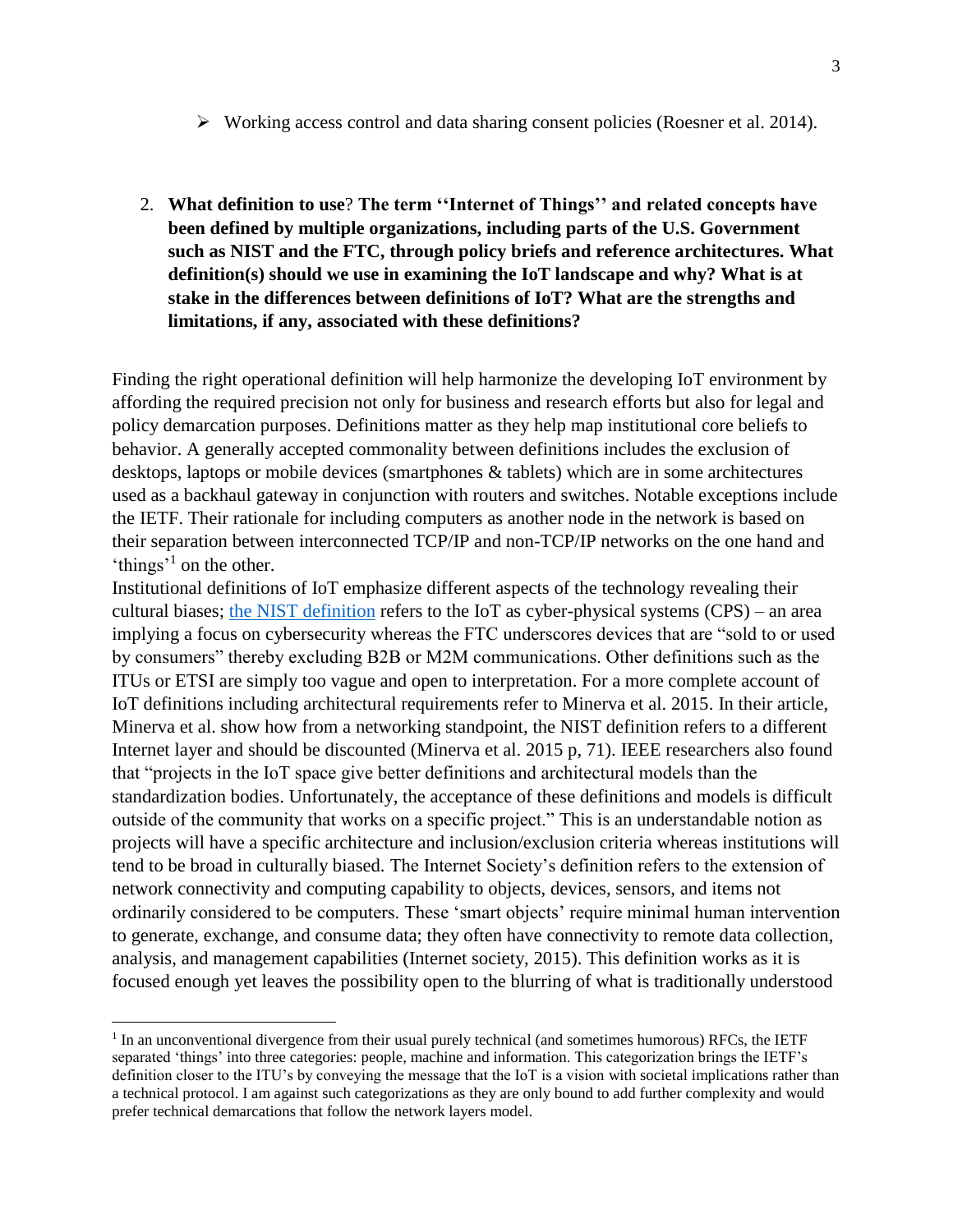- Working access control and data sharing consent policies (Roesner et al. 2014).

2. **What definition to use? The term ''Internet of Things'' and related concepts have been defined by multiple organizations, including parts of the U.S. Government such as NIST and the FTC, through policy briefs and reference architectures. What definition(s) should we use in examining the IoT landscape and why? What is at stake in the differences between definitions of IoT? What are the strengths and limitations, if any, associated with these definitions?**

Finding the right operational definition will help harmonize the developing IoT environment by affording the required precision not only for business and research efforts but also for legal and policy demarcation purposes. Definitions matter as they help map institutional core beliefs to behavior. A generally accepted commonality between definitions includes the exclusion of desktops, laptops or mobile devices (smartphones & tablets) which are in some architectures used as a backhaul gateway in conjunction with routers and switches. Notable exceptions include the IETF. Their rationale for including computers as another node in the network is based on their separation between interconnected TCP/IP and non-TCP/IP networks on the one hand and 'things'[1] on the other.

Institutional definitions of IoT emphasize different aspects of the technology revealing their cultural biases; [the NIST definition]() refers to the IoT as cyber-physical systems (CPS) – an area implying a focus on cybersecurity whereas the FTC underscores devices that are "sold to or used by consumers" thereby excluding B2B or M2M communications. Other definitions such as the ITUs or ETSI are simply too vague and open to interpretation. For a more complete account of IoT definitions including architectural requirements refer to Minerva et al. 2015. In their article, Minerva et al. show how from a networking standpoint, the NIST definition refers to a different Internet layer and should be discounted (Minerva et al. 2015 p, 71). IEEE researchers also found that "projects in the IoT space give better definitions and architectural models than the standardization bodies. Unfortunately, the acceptance of these definitions and models is difficult outside of the community that works on a specific project." This is an understandable notion as projects will have a specific architecture and inclusion/exclusion criteria whereas institutions will tend to be broad in culturally biased. The Internet Society's definition refers to the extension of network connectivity and computing capability to objects, devices, sensors, and items not ordinarily considered to be computers. These 'smart objects' require minimal human intervention to generate, exchange, and consume data; they often have connectivity to remote data collection, analysis, and management capabilities (Internet society, 2015). This definition works as it is focused enough yet leaves the possibility open to the blurring of what is traditionally understood

---

[1] In an unconventional divergence from their usual purely technical (and sometimes humorous) RFCs, the IETF separated 'things' into three categories: people, machine and information. This categorization brings the IETF's definition closer to the ITU's by conveying the message that the IoT is a vision with societal implications rather than a technical protocol. I am against such categorizations as they are only bound to add further complexity and would prefer technical demarcations that follow the network layers model.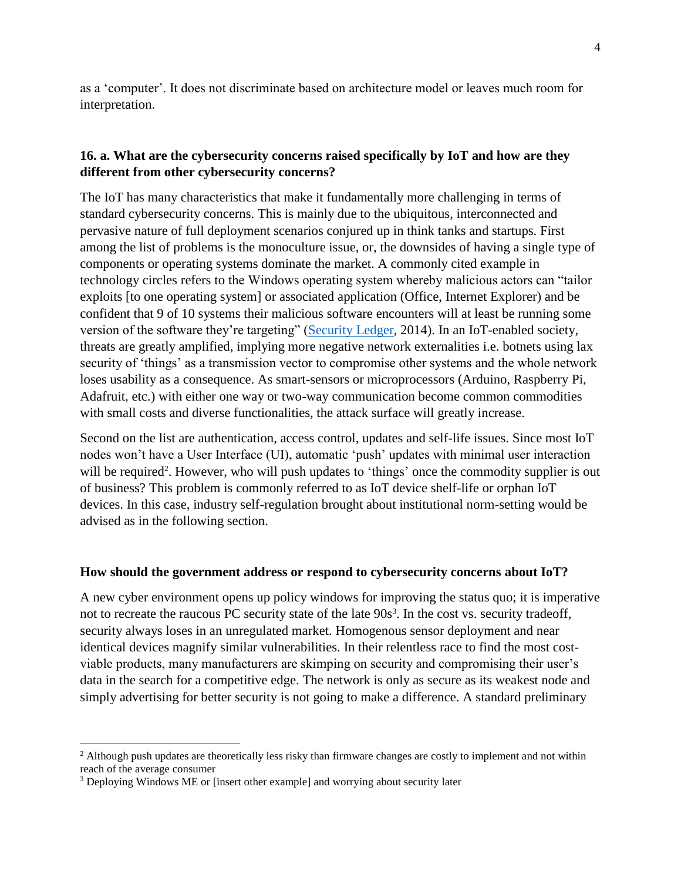as a 'computer'. It does not discriminate based on architecture model or leaves much room for interpretation.

### 16. a. What are the cybersecurity concerns raised specifically by IoT and how are they different from other cybersecurity concerns?

The IoT has many characteristics that make it fundamentally more challenging in terms of standard cybersecurity concerns. This is mainly due to the ubiquitous, interconnected and pervasive nature of full deployment scenarios conjured up in think tanks and startups. First among the list of problems is the monoculture issue, or, the downsides of having a single type of components or operating systems dominate the market. A commonly cited example in technology circles refers to the Windows operating system whereby malicious actors can "tailor exploits [to one operating system] or associated application (Office, Internet Explorer) and be confident that 9 of 10 systems their malicious software encounters will at least be running some version of the software they're targeting" (Security Ledger, 2014). In an IoT-enabled society, threats are greatly amplified, implying more negative network externalities i.e. botnets using lax security of 'things' as a transmission vector to compromise other systems and the whole network loses usability as a consequence. As smart-sensors or microprocessors (Arduino, Raspberry Pi, Adafruit, etc.) with either one way or two-way communication become common commodities with small costs and diverse functionalities, the attack surface will greatly increase.

Second on the list are authentication, access control, updates and self-life issues. Since most IoT nodes won't have a User Interface (UI), automatic 'push' updates with minimal user interaction will be required[2]. However, who will push updates to 'things' once the commodity supplier is out of business? This problem is commonly referred to as IoT device shelf-life or orphan IoT devices. In this case, industry self-regulation brought about institutional norm-setting would be advised as in the following section.

### How should the government address or respond to cybersecurity concerns about IoT?

A new cyber environment opens up policy windows for improving the status quo; it is imperative not to recreate the raucous PC security state of the late 90s[3]. In the cost vs. security tradeoff, security always loses in an unregulated market. Homogenous sensor deployment and near identical devices magnify similar vulnerabilities. In their relentless race to find the most cost-viable products, many manufacturers are skimping on security and compromising their user's data in the search for a competitive edge. The network is only as secure as its weakest node and simply advertising for better security is not going to make a difference. A standard preliminary

---

[2] Although push updates are theoretically less risky than firmware changes are costly to implement and not within reach of the average consumer

[3] Deploying Windows ME or [insert other example] and worrying about security later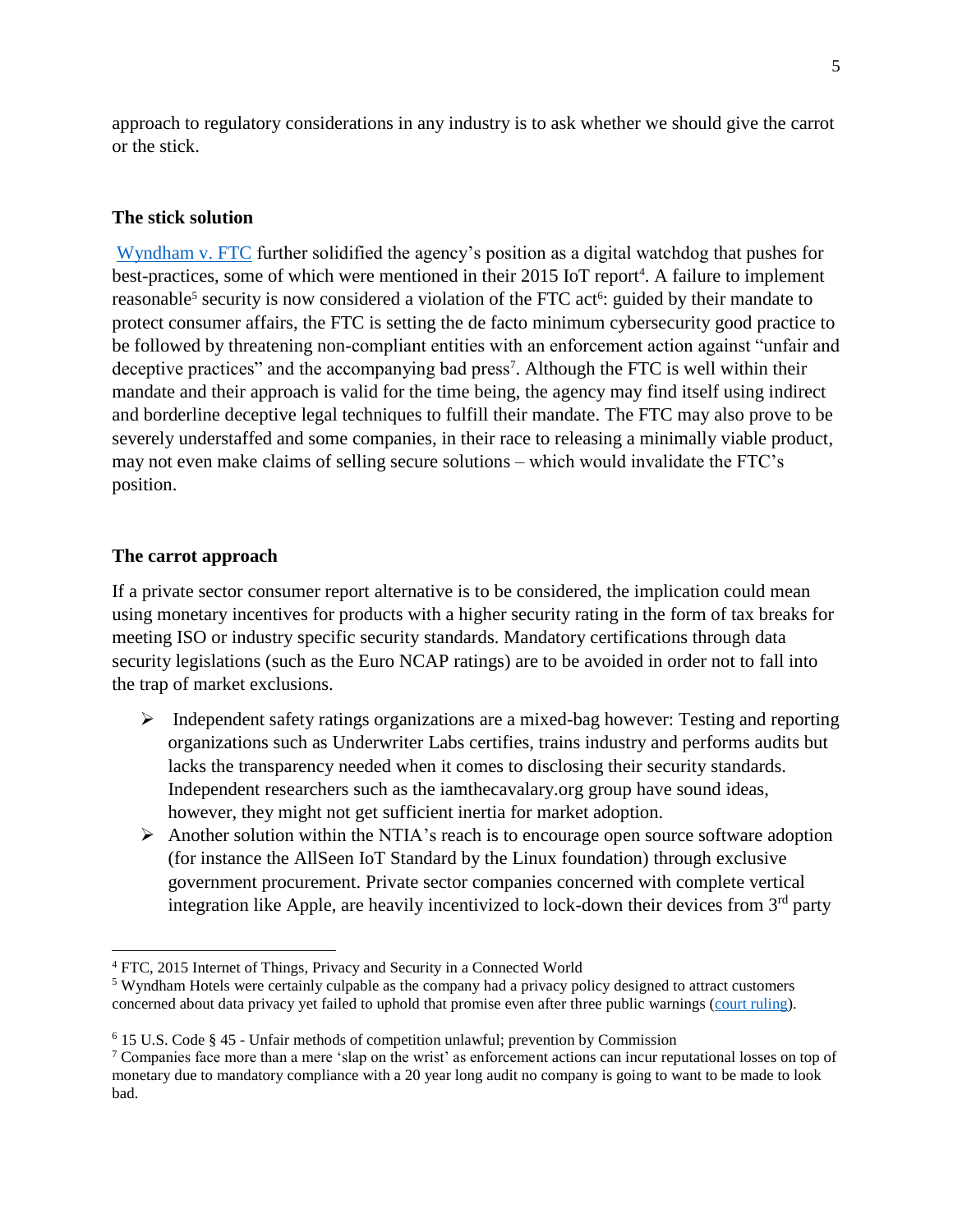approach to regulatory considerations in any industry is to ask whether we should give the carrot or the stick.

### The stick solution

[Wyndham v. FTC](#) further solidified the agency's position as a digital watchdog that pushes for best-practices, some of which were mentioned in their 2015 IoT report[4]. A failure to implement reasonable[5] security is now considered a violation of the FTC act[6]: guided by their mandate to protect consumer affairs, the FTC is setting the de facto minimum cybersecurity good practice to be followed by threatening non-compliant entities with an enforcement action against "unfair and deceptive practices" and the accompanying bad press[7]. Although the FTC is well within their mandate and their approach is valid for the time being, the agency may find itself using indirect and borderline deceptive legal techniques to fulfill their mandate. The FTC may also prove to be severely understaffed and some companies, in their race to releasing a minimally viable product, may not even make claims of selling secure solutions – which would invalidate the FTC's position.

### The carrot approach

If a private sector consumer report alternative is to be considered, the implication could mean using monetary incentives for products with a higher security rating in the form of tax breaks for meeting ISO or industry specific security standards. Mandatory certifications through data security legislations (such as the Euro NCAP ratings) are to be avoided in order not to fall into the trap of market exclusions.

- Independent safety ratings organizations are a mixed-bag however: Testing and reporting organizations such as Underwriter Labs certifies, trains industry and performs audits but lacks the transparency needed when it comes to disclosing their security standards. Independent researchers such as the iamthecavalary.org group have sound ideas, however, they might not get sufficient inertia for market adoption.
- Another solution within the NTIA's reach is to encourage open source software adoption (for instance the AllSeen IoT Standard by the Linux foundation) through exclusive government procurement. Private sector companies concerned with complete vertical integration like Apple, are heavily incentivized to lock-down their devices from 3rd party

---

[4] FTC, 2015 Internet of Things, Privacy and Security in a Connected World

[5] Wyndham Hotels were certainly culpable as the company had a privacy policy designed to attract customers concerned about data privacy yet failed to uphold that promise even after three public warnings ([court ruling](#)).

[6] 15 U.S. Code § 45 - Unfair methods of competition unlawful; prevention by Commission

[7] Companies face more than a mere 'slap on the wrist' as enforcement actions can incur reputational losses on top of monetary due to mandatory compliance with a 20 year long audit no company is going to want to be made to look bad.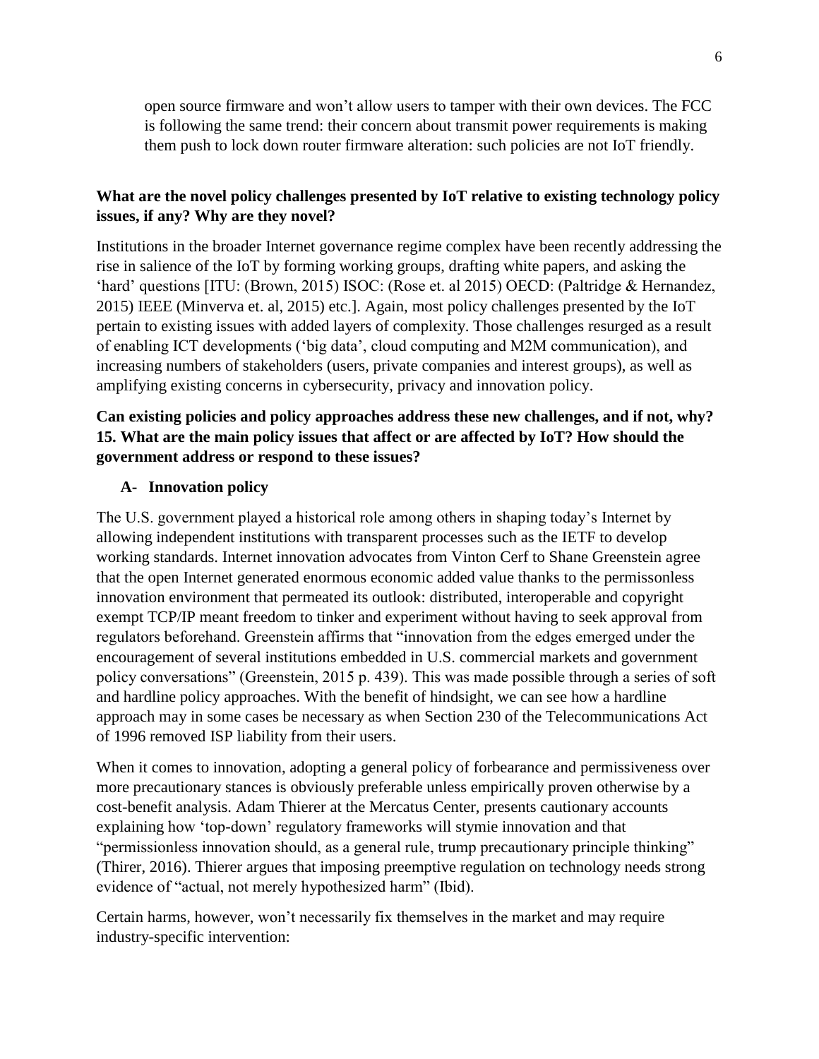> open source firmware and won't allow users to tamper with their own devices. The FCC is following the same trend: their concern about transmit power requirements is making them push to lock down router firmware alteration: such policies are not IoT friendly.

**What are the novel policy challenges presented by IoT relative to existing technology policy issues, if any? Why are they novel?**

Institutions in the broader Internet governance regime complex have been recently addressing the rise in salience of the IoT by forming working groups, drafting white papers, and asking the 'hard' questions [ITU: (Brown, 2015) ISOC: (Rose et. al 2015) OECD: (Paltridge & Hernandez, 2015) IEEE (Minverva et. al, 2015) etc.]. Again, most policy challenges presented by the IoT pertain to existing issues with added layers of complexity. Those challenges resurged as a result of enabling ICT developments ('big data', cloud computing and M2M communication), and increasing numbers of stakeholders (users, private companies and interest groups), as well as amplifying existing concerns in cybersecurity, privacy and innovation policy.

**Can existing policies and policy approaches address these new challenges, and if not, why? 15. What are the main policy issues that affect or are affected by IoT? How should the government address or respond to these issues?**

**A- Innovation policy**

The U.S. government played a historical role among others in shaping today's Internet by allowing independent institutions with transparent processes such as the IETF to develop working standards. Internet innovation advocates from Vinton Cerf to Shane Greenstein agree that the open Internet generated enormous economic added value thanks to the permissonless innovation environment that permeated its outlook: distributed, interoperable and copyright exempt TCP/IP meant freedom to tinker and experiment without having to seek approval from regulators beforehand. Greenstein affirms that "innovation from the edges emerged under the encouragement of several institutions embedded in U.S. commercial markets and government policy conversations" (Greenstein, 2015 p. 439). This was made possible through a series of soft and hardline policy approaches. With the benefit of hindsight, we can see how a hardline approach may in some cases be necessary as when Section 230 of the Telecommunications Act of 1996 removed ISP liability from their users.

When it comes to innovation, adopting a general policy of forbearance and permissiveness over more precautionary stances is obviously preferable unless empirically proven otherwise by a cost-benefit analysis. Adam Thierer at the Mercatus Center, presents cautionary accounts explaining how 'top-down' regulatory frameworks will stymie innovation and that "permissionless innovation should, as a general rule, trump precautionary principle thinking" (Thirer, 2016). Thierer argues that imposing preemptive regulation on technology needs strong evidence of "actual, not merely hypothesized harm" (Ibid).

Certain harms, however, won't necessarily fix themselves in the market and may require industry-specific intervention: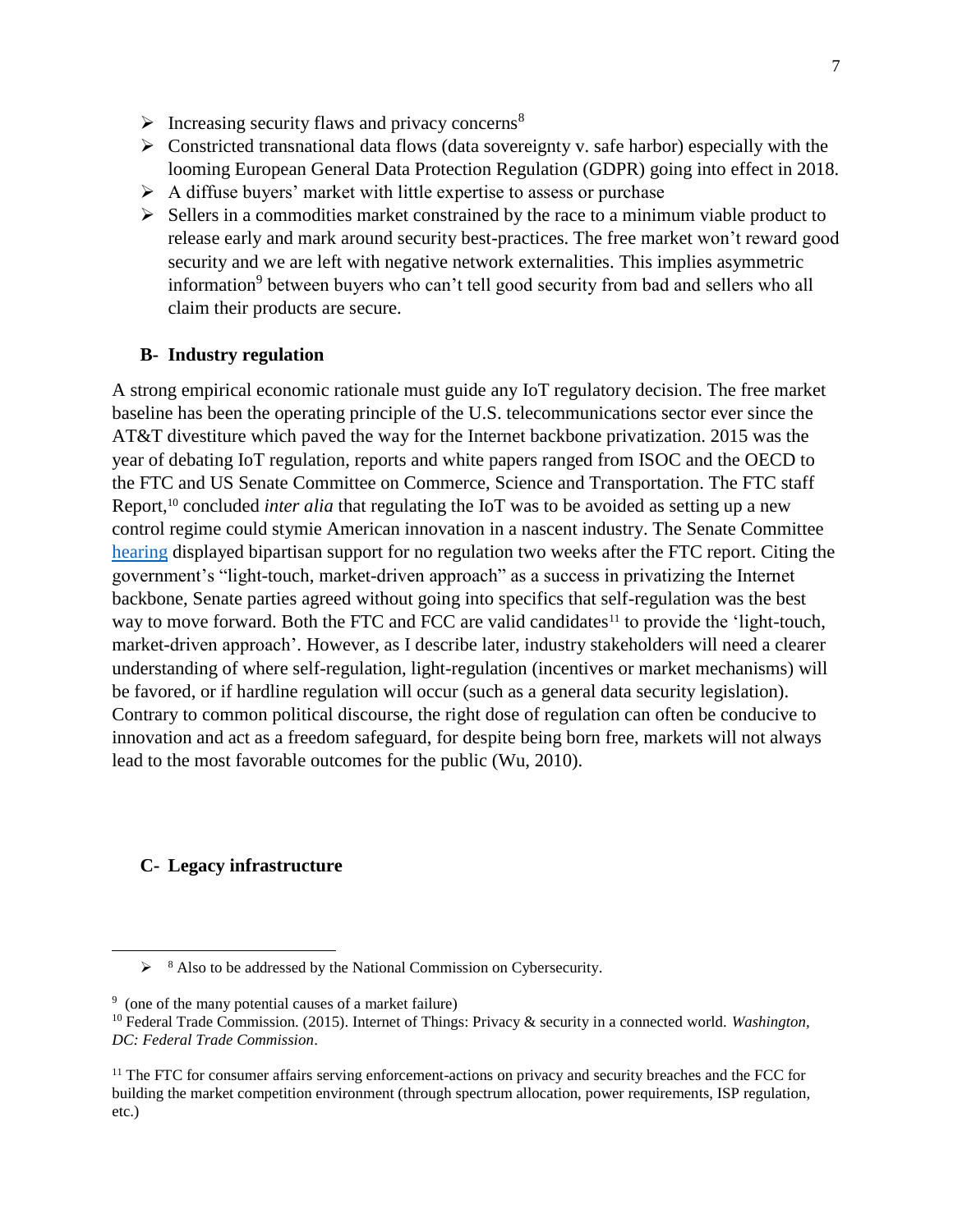- Increasing security flaws and privacy concerns[8]
- Constricted transnational data flows (data sovereignty v. safe harbor) especially with the looming European General Data Protection Regulation (GDPR) going into effect in 2018.
- A diffuse buyers' market with little expertise to assess or purchase
- Sellers in a commodities market constrained by the race to a minimum viable product to release early and mark around security best-practices. The free market won't reward good security and we are left with negative network externalities. This implies asymmetric information[9] between buyers who can't tell good security from bad and sellers who all claim their products are secure.

### B- Industry regulation

A strong empirical economic rationale must guide any IoT regulatory decision. The free market baseline has been the operating principle of the U.S. telecommunications sector ever since the AT&T divestiture which paved the way for the Internet backbone privatization. 2015 was the year of debating IoT regulation, reports and white papers ranged from ISOC and the OECD to the FTC and US Senate Committee on Commerce, Science and Transportation. The FTC staff Report,[10] concluded *inter alia* that regulating the IoT was to be avoided as setting up a new control regime could stymie American innovation in a nascent industry. The Senate Committee hearing displayed bipartisan support for no regulation two weeks after the FTC report. Citing the government's "light-touch, market-driven approach" as a success in privatizing the Internet backbone, Senate parties agreed without going into specifics that self-regulation was the best way to move forward. Both the FTC and FCC are valid candidates[11] to provide the 'light-touch, market-driven approach'. However, as I describe later, industry stakeholders will need a clearer understanding of where self-regulation, light-regulation (incentives or market mechanisms) will be favored, or if hardline regulation will occur (such as a general data security legislation). Contrary to common political discourse, the right dose of regulation can often be conducive to innovation and act as a freedom safeguard, for despite being born free, markets will not always lead to the most favorable outcomes for the public (Wu, 2010).

### C- Legacy infrastructure

---

[8] Also to be addressed by the National Commission on Cybersecurity.

[9] (one of the many potential causes of a market failure)

[10] Federal Trade Commission. (2015). Internet of Things: Privacy & security in a connected world. *Washington, DC: Federal Trade Commission*.

[11] The FTC for consumer affairs serving enforcement-actions on privacy and security breaches and the FCC for building the market competition environment (through spectrum allocation, power requirements, ISP regulation, etc.)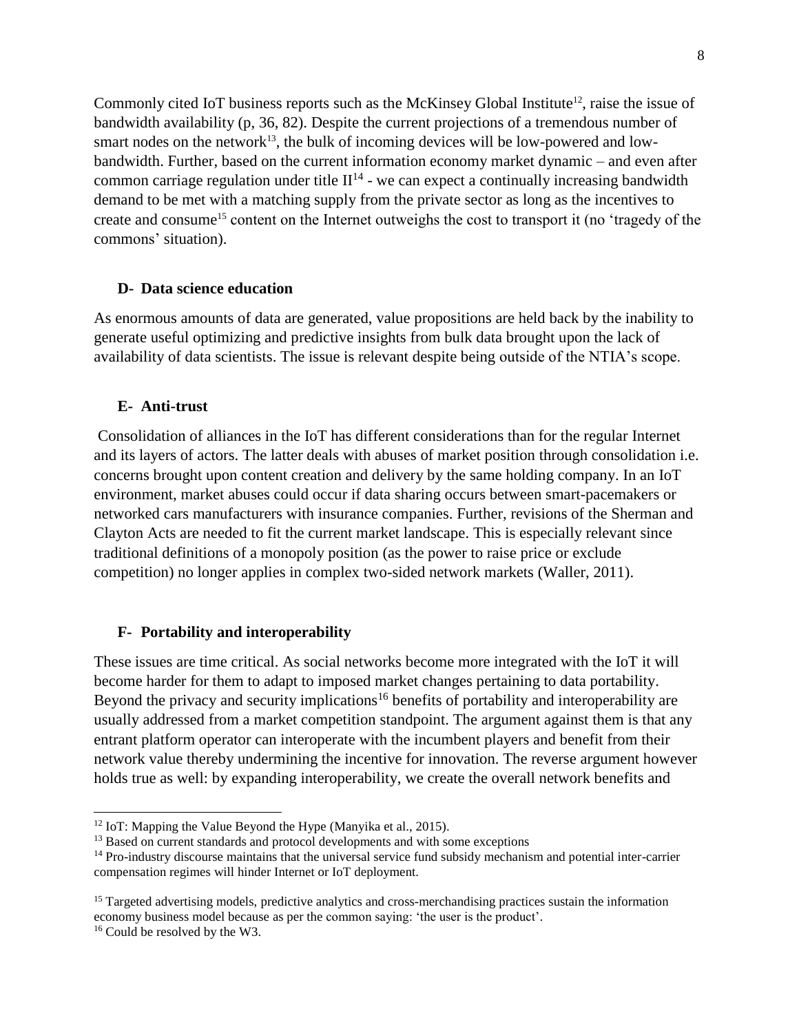Commonly cited IoT business reports such as the McKinsey Global Institute[12], raise the issue of bandwidth availability (p, 36, 82). Despite the current projections of a tremendous number of smart nodes on the network[13], the bulk of incoming devices will be low-powered and low-bandwidth. Further, based on the current information economy market dynamic – and even after common carriage regulation under title II[14] - we can expect a continually increasing bandwidth demand to be met with a matching supply from the private sector as long as the incentives to create and consume[15] content on the Internet outweighs the cost to transport it (no 'tragedy of the commons' situation).

### D- Data science education

As enormous amounts of data are generated, value propositions are held back by the inability to generate useful optimizing and predictive insights from bulk data brought upon the lack of availability of data scientists. The issue is relevant despite being outside of the NTIA's scope.

### E- Anti-trust

Consolidation of alliances in the IoT has different considerations than for the regular Internet and its layers of actors. The latter deals with abuses of market position through consolidation i.e. concerns brought upon content creation and delivery by the same holding company. In an IoT environment, market abuses could occur if data sharing occurs between smart-pacemakers or networked cars manufacturers with insurance companies. Further, revisions of the Sherman and Clayton Acts are needed to fit the current market landscape. This is especially relevant since traditional definitions of a monopoly position (as the power to raise price or exclude competition) no longer applies in complex two-sided network markets (Waller, 2011).

### F- Portability and interoperability

These issues are time critical. As social networks become more integrated with the IoT it will become harder for them to adapt to imposed market changes pertaining to data portability. Beyond the privacy and security implications[16] benefits of portability and interoperability are usually addressed from a market competition standpoint. The argument against them is that any entrant platform operator can interoperate with the incumbent players and benefit from their network value thereby undermining the incentive for innovation. The reverse argument however holds true as well: by expanding interoperability, we create the overall network benefits and

---

[12] IoT: Mapping the Value Beyond the Hype (Manyika et al., 2015).

[13] Based on current standards and protocol developments and with some exceptions

[14] Pro-industry discourse maintains that the universal service fund subsidy mechanism and potential inter-carrier compensation regimes will hinder Internet or IoT deployment.

[15] Targeted advertising models, predictive analytics and cross-merchandising practices sustain the information economy business model because as per the common saying: 'the user is the product'.

[16] Could be resolved by the W3.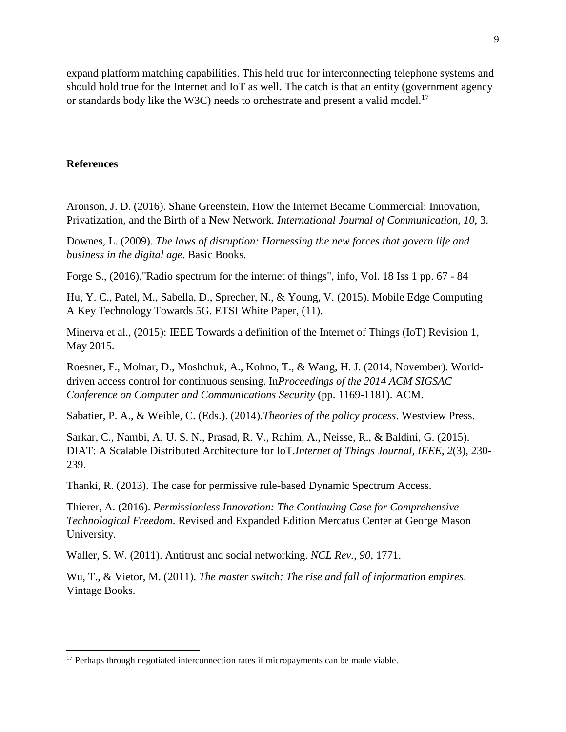expand platform matching capabilities. This held true for interconnecting telephone systems and should hold true for the Internet and IoT as well. The catch is that an entity (government agency or standards body like the W3C) needs to orchestrate and present a valid model.[17]

**References**

Aronson, J. D. (2016). Shane Greenstein, How the Internet Became Commercial: Innovation, Privatization, and the Birth of a New Network. *International Journal of Communication*, *10*, 3.

Downes, L. (2009). *The laws of disruption: Harnessing the new forces that govern life and business in the digital age*. Basic Books.

Forge S., (2016),"Radio spectrum for the internet of things", info, Vol. 18 Iss 1 pp. 67 - 84

Hu, Y. C., Patel, M., Sabella, D., Sprecher, N., & Young, V. (2015). Mobile Edge Computing—A Key Technology Towards 5G. ETSI White Paper, (11).

Minerva et al., (2015): IEEE Towards a definition of the Internet of Things (IoT) Revision 1, May 2015.

Roesner, F., Molnar, D., Moshchuk, A., Kohno, T., & Wang, H. J. (2014, November). World-driven access control for continuous sensing. In*Proceedings of the 2014 ACM SIGSAC Conference on Computer and Communications Security* (pp. 1169-1181). ACM.

Sabatier, P. A., & Weible, C. (Eds.). (2014).*Theories of the policy process*. Westview Press.

Sarkar, C., Nambi, A. U. S. N., Prasad, R. V., Rahim, A., Neisse, R., & Baldini, G. (2015). DIAT: A Scalable Distributed Architecture for IoT.*Internet of Things Journal, IEEE*, *2*(3), 230-239.

Thanki, R. (2013). The case for permissive rule-based Dynamic Spectrum Access.

Thierer, A. (2016). *Permissionless Innovation: The Continuing Case for Comprehensive Technological Freedom*. Revised and Expanded Edition Mercatus Center at George Mason University.

Waller, S. W. (2011). Antitrust and social networking. *NCL Rev.*, *90*, 1771.

Wu, T., & Vietor, M. (2011). *The master switch: The rise and fall of information empires*. Vintage Books.

[17] Perhaps through negotiated interconnection rates if micropayments can be made viable.